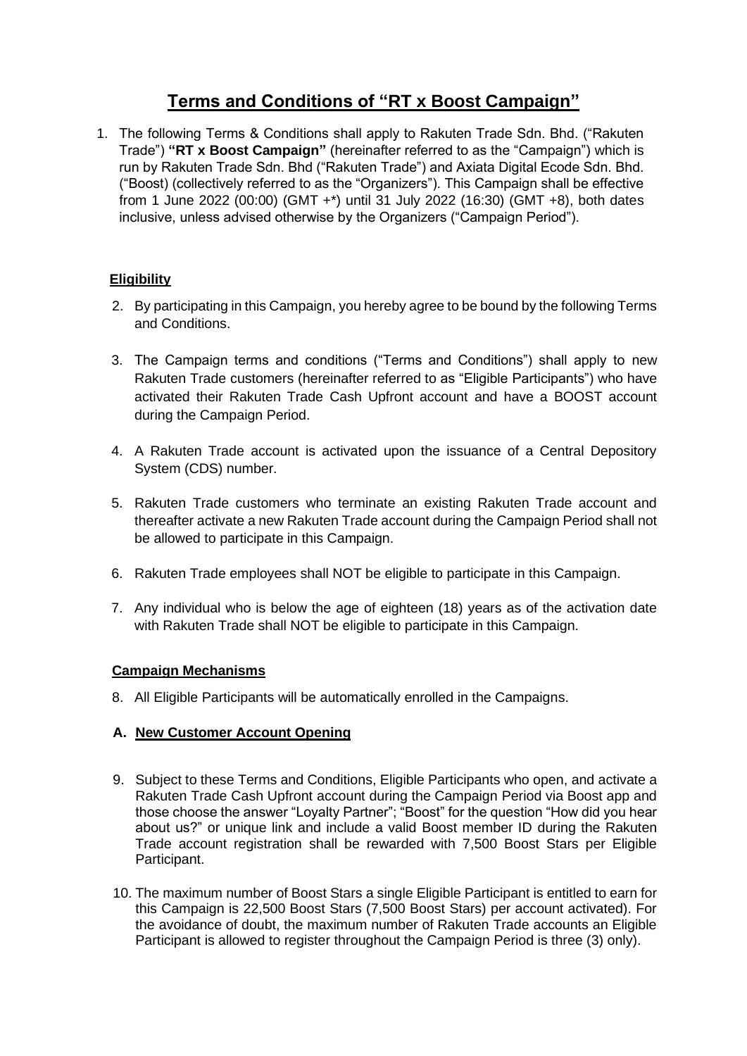# Terms and Conditions of "RT x Boost Campaign"

1. The following Terms & Conditions shall apply to Rakuten Trade Sdn. Bhd. ("Rakuten Trade") **"RT x Boost Campaign"** (hereinafter referred to as the "Campaign") which is run by Rakuten Trade Sdn. Bhd ("Rakuten Trade") and Axiata Digital Ecode Sdn. Bhd. ("Boost) (collectively referred to as the "Organizers"). This Campaign shall be effective from 1 June 2022 (00:00) (GMT +*) until 31 July 2022 (16:30) (GMT +8), both dates inclusive, unless advised otherwise by the Organizers ("Campaign Period").

## Eligibility

2. By participating in this Campaign, you hereby agree to be bound by the following Terms and Conditions.

3. The Campaign terms and conditions ("Terms and Conditions") shall apply to new Rakuten Trade customers (hereinafter referred to as "Eligible Participants") who have activated their Rakuten Trade Cash Upfront account and have a BOOST account during the Campaign Period.

4. A Rakuten Trade account is activated upon the issuance of a Central Depository System (CDS) number.

5. Rakuten Trade customers who terminate an existing Rakuten Trade account and thereafter activate a new Rakuten Trade account during the Campaign Period shall not be allowed to participate in this Campaign.

6. Rakuten Trade employees shall NOT be eligible to participate in this Campaign.

7. Any individual who is below the age of eighteen (18) years as of the activation date with Rakuten Trade shall NOT be eligible to participate in this Campaign.

## Campaign Mechanisms

8. All Eligible Participants will be automatically enrolled in the Campaigns.

### A. New Customer Account Opening

9. Subject to these Terms and Conditions, Eligible Participants who open, and activate a Rakuten Trade Cash Upfront account during the Campaign Period via Boost app and those choose the answer "Loyalty Partner"; "Boost" for the question "How did you hear about us?" or unique link and include a valid Boost member ID during the Rakuten Trade account registration shall be rewarded with 7,500 Boost Stars per Eligible Participant.

10. The maximum number of Boost Stars a single Eligible Participant is entitled to earn for this Campaign is 22,500 Boost Stars (7,500 Boost Stars) per account activated). For the avoidance of doubt, the maximum number of Rakuten Trade accounts an Eligible Participant is allowed to register throughout the Campaign Period is three (3) only).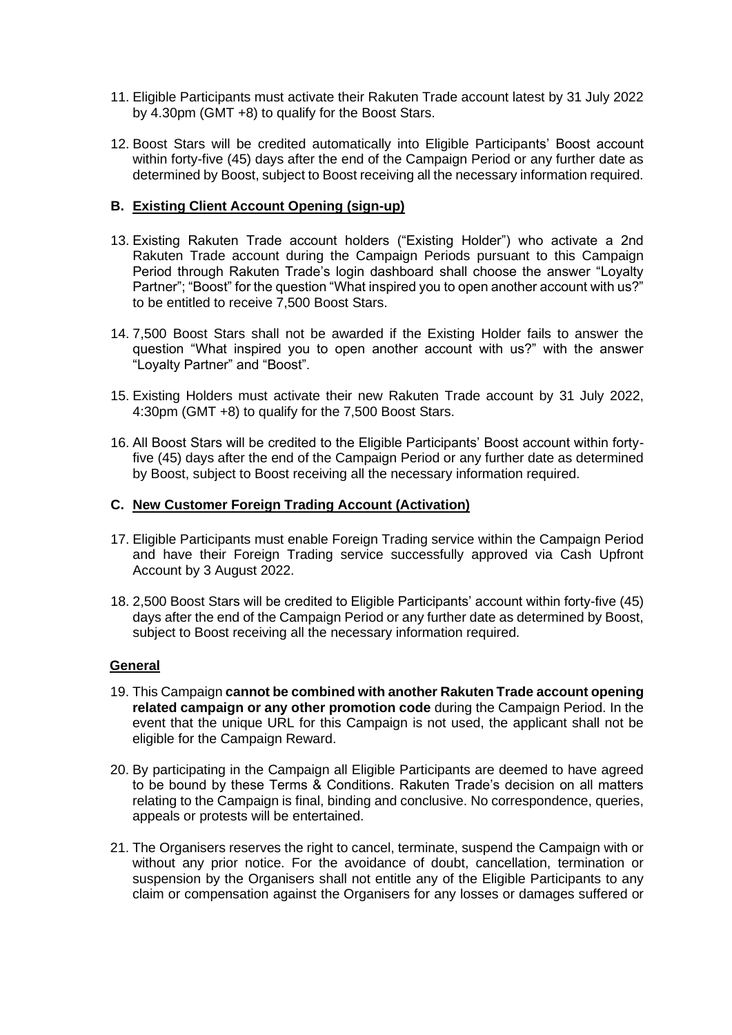11. Eligible Participants must activate their Rakuten Trade account latest by 31 July 2022 by 4.30pm (GMT +8) to qualify for the Boost Stars.

12. Boost Stars will be credited automatically into Eligible Participants' Boost account within forty-five (45) days after the end of the Campaign Period or any further date as determined by Boost, subject to Boost receiving all the necessary information required.

### B. <u>Existing Client Account Opening (sign-up)</u>

13. Existing Rakuten Trade account holders ("Existing Holder") who activate a 2nd Rakuten Trade account during the Campaign Periods pursuant to this Campaign Period through Rakuten Trade's login dashboard shall choose the answer "Loyalty Partner"; "Boost" for the question "What inspired you to open another account with us?" to be entitled to receive 7,500 Boost Stars.

14. 7,500 Boost Stars shall not be awarded if the Existing Holder fails to answer the question "What inspired you to open another account with us?" with the answer "Loyalty Partner" and "Boost".

15. Existing Holders must activate their new Rakuten Trade account by 31 July 2022, 4:30pm (GMT +8) to qualify for the 7,500 Boost Stars.

16. All Boost Stars will be credited to the Eligible Participants' Boost account within forty-five (45) days after the end of the Campaign Period or any further date as determined by Boost, subject to Boost receiving all the necessary information required.

### C. <u>New Customer Foreign Trading Account (Activation)</u>

17. Eligible Participants must enable Foreign Trading service within the Campaign Period and have their Foreign Trading service successfully approved via Cash Upfront Account by 3 August 2022.

18. 2,500 Boost Stars will be credited to Eligible Participants' account within forty-five (45) days after the end of the Campaign Period or any further date as determined by Boost, subject to Boost receiving all the necessary information required.

### <u>General</u>

19. This Campaign **cannot be combined with another Rakuten Trade account opening related campaign or any other promotion code** during the Campaign Period. In the event that the unique URL for this Campaign is not used, the applicant shall not be eligible for the Campaign Reward.

20. By participating in the Campaign all Eligible Participants are deemed to have agreed to be bound by these Terms & Conditions. Rakuten Trade's decision on all matters relating to the Campaign is final, binding and conclusive. No correspondence, queries, appeals or protests will be entertained.

21. The Organisers reserves the right to cancel, terminate, suspend the Campaign with or without any prior notice. For the avoidance of doubt, cancellation, termination or suspension by the Organisers shall not entitle any of the Eligible Participants to any claim or compensation against the Organisers for any losses or damages suffered or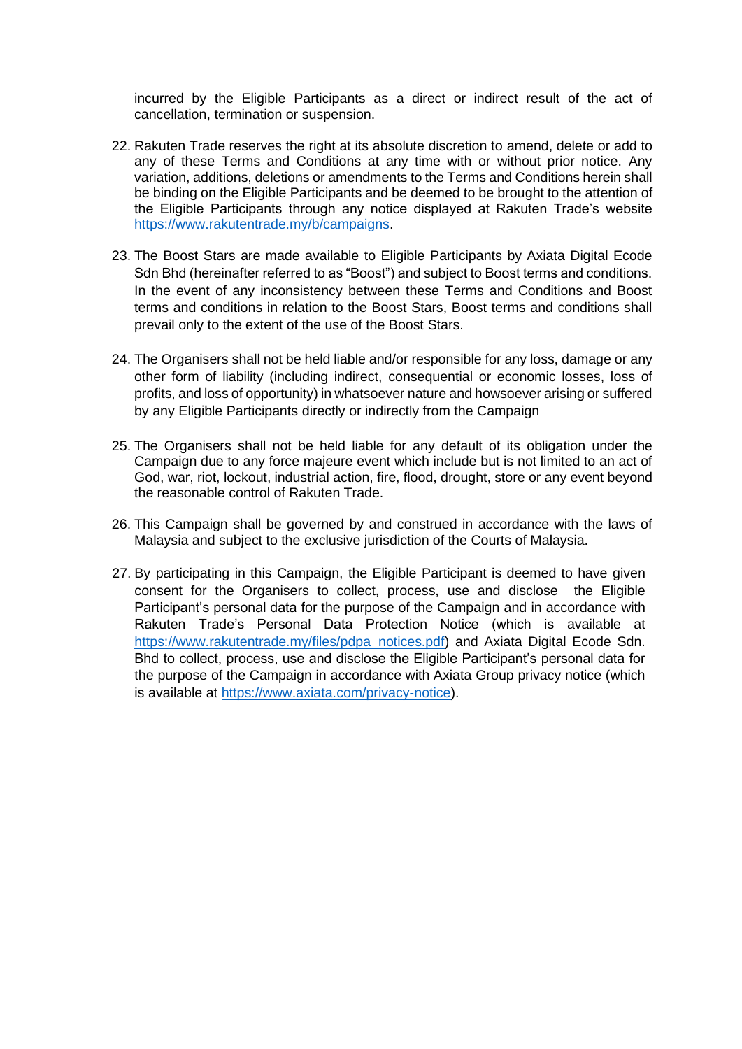incurred by the Eligible Participants as a direct or indirect result of the act of cancellation, termination or suspension.

22. Rakuten Trade reserves the right at its absolute discretion to amend, delete or add to any of these Terms and Conditions at any time with or without prior notice. Any variation, additions, deletions or amendments to the Terms and Conditions herein shall be binding on the Eligible Participants and be deemed to be brought to the attention of the Eligible Participants through any notice displayed at Rakuten Trade's website https://www.rakutentrade.my/b/campaigns.

23. The Boost Stars are made available to Eligible Participants by Axiata Digital Ecode Sdn Bhd (hereinafter referred to as "Boost") and subject to Boost terms and conditions. In the event of any inconsistency between these Terms and Conditions and Boost terms and conditions in relation to the Boost Stars, Boost terms and conditions shall prevail only to the extent of the use of the Boost Stars.

24. The Organisers shall not be held liable and/or responsible for any loss, damage or any other form of liability (including indirect, consequential or economic losses, loss of profits, and loss of opportunity) in whatsoever nature and howsoever arising or suffered by any Eligible Participants directly or indirectly from the Campaign

25. The Organisers shall not be held liable for any default of its obligation under the Campaign due to any force majeure event which include but is not limited to an act of God, war, riot, lockout, industrial action, fire, flood, drought, store or any event beyond the reasonable control of Rakuten Trade.

26. This Campaign shall be governed by and construed in accordance with the laws of Malaysia and subject to the exclusive jurisdiction of the Courts of Malaysia.

27. By participating in this Campaign, the Eligible Participant is deemed to have given consent for the Organisers to collect, process, use and disclose the Eligible Participant's personal data for the purpose of the Campaign and in accordance with Rakuten Trade's Personal Data Protection Notice (which is available at https://www.rakutentrade.my/files/pdpa_notices.pdf) and Axiata Digital Ecode Sdn. Bhd to collect, process, use and disclose the Eligible Participant's personal data for the purpose of the Campaign in accordance with Axiata Group privacy notice (which is available at https://www.axiata.com/privacy-notice).